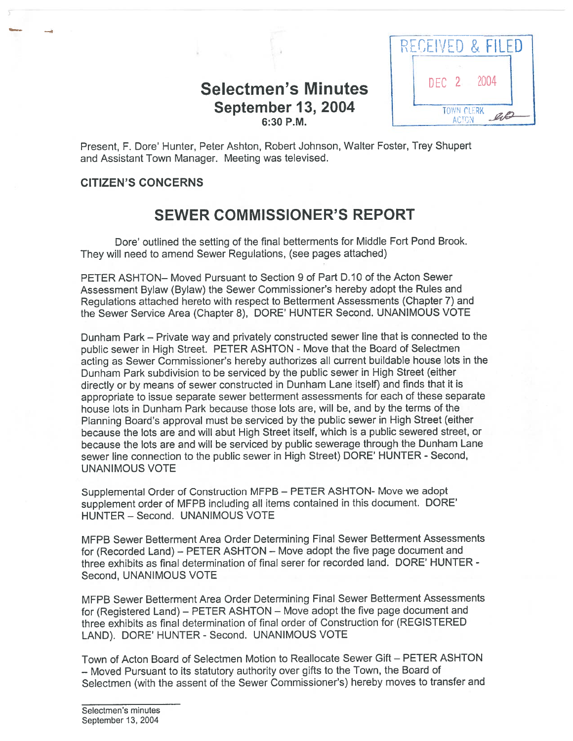RECEIVED & FILED
DEC 2 2004
TOWN CLERK
ACTON

# Selectmen's Minutes
## September 13, 2004
6:30 P.M.

Present, F. Dore' Hunter, Peter Ashton, Robert Johnson, Walter Foster, Trey Shupert and Assistant Town Manager. Meeting was televised.

**CITIZEN'S CONCERNS**

## SEWER COMMISSIONER'S REPORT

Dore' outlined the setting of the final betterments for Middle Fort Pond Brook. They will need to amend Sewer Regulations, (see pages attached)

PETER ASHTON– Moved Pursuant to Section 9 of Part D.10 of the Acton Sewer Assessment Bylaw (Bylaw) the Sewer Commissioner's hereby adopt the Rules and Regulations attached hereto with respect to Betterment Assessments (Chapter 7) and the Sewer Service Area (Chapter 8), DORE' HUNTER Second. UNANIMOUS VOTE

Dunham Park – Private way and privately constructed sewer line that is connected to the public sewer in High Street. PETER ASHTON - Move that the Board of Selectmen acting as Sewer Commissioner's hereby authorizes all current buildable house lots in the Dunham Park subdivision to be serviced by the public sewer in High Street (either directly or by means of sewer constructed in Dunham Lane itself) and finds that it is appropriate to issue separate sewer betterment assessments for each of these separate house lots in Dunham Park because those lots are, will be, and by the terms of the Planning Board's approval must be serviced by the public sewer in High Street (either because the lots are and will abut High Street itself, which is a public sewered street, or because the lots are and will be serviced by public sewerage through the Dunham Lane sewer line connection to the public sewer in High Street) DORE' HUNTER - Second, UNANIMOUS VOTE

Supplemental Order of Construction MFPB – PETER ASHTON- Move we adopt supplement order of MFPB including all items contained in this document. DORE' HUNTER – Second. UNANIMOUS VOTE

MFPB Sewer Betterment Area Order Determining Final Sewer Betterment Assessments for (Recorded Land) – PETER ASHTON – Move adopt the five page document and three exhibits as final determination of final serer for recorded land. DORE' HUNTER - Second, UNANIMOUS VOTE

MFPB Sewer Betterment Area Order Determining Final Sewer Betterment Assessments for (Registered Land) – PETER ASHTON – Move adopt the five page document and three exhibits as final determination of final order of Construction for (REGISTERED LAND). DORE' HUNTER - Second. UNANIMOUS VOTE

Town of Acton Board of Selectmen Motion to Reallocate Sewer Gift – PETER ASHTON – Moved Pursuant to its statutory authority over gifts to the Town, the Board of Selectmen (with the assent of the Sewer Commissioner's) hereby moves to transfer and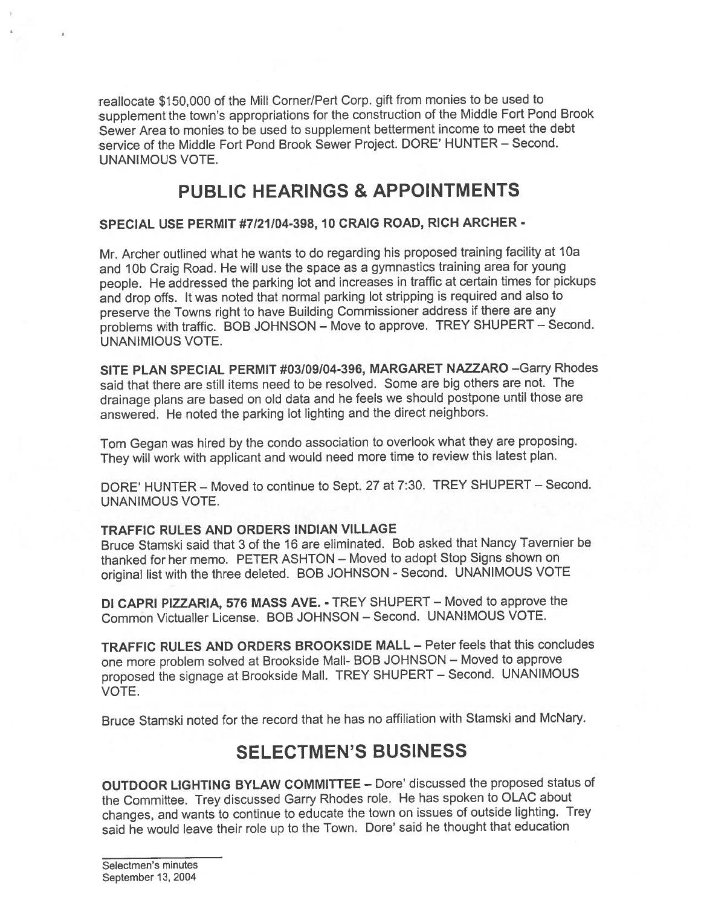reallocate $150,000 of the Mill Corner/Pert Corp. gift from monies to be used to supplement the town's appropriations for the construction of the Middle Fort Pond Brook Sewer Area to monies to be used to supplement betterment income to meet the debt service of the Middle Fort Pond Brook Sewer Project. DORE' HUNTER – Second. UNANIMOUS VOTE.

## PUBLIC HEARINGS & APPOINTMENTS

**SPECIAL USE PERMIT #7/21/04-398, 10 CRAIG ROAD, RICH ARCHER -**

Mr. Archer outlined what he wants to do regarding his proposed training facility at 10a and 10b Craig Road. He will use the space as a gymnastics training area for young people. He addressed the parking lot and increases in traffic at certain times for pickups and drop offs. It was noted that normal parking lot stripping is required and also to preserve the Towns right to have Building Commissioner address if there are any problems with traffic. BOB JOHNSON – Move to approve. TREY SHUPERT – Second. UNANIMOUS VOTE.

**SITE PLAN SPECIAL PERMIT #03/09/04-396, MARGARET NAZZARO** –Garry Rhodes said that there are still items need to be resolved. Some are big others are not. The drainage plans are based on old data and he feels we should postpone until those are answered. He noted the parking lot lighting and the direct neighbors.

Tom Gegan was hired by the condo association to overlook what they are proposing. They will work with applicant and would need more time to review this latest plan.

DORE' HUNTER – Moved to continue to Sept. 27 at 7:30. TREY SHUPERT – Second. UNANIMOUS VOTE.

**TRAFFIC RULES AND ORDERS INDIAN VILLAGE**
Bruce Stamski said that 3 of the 16 are eliminated. Bob asked that Nancy Tavernier be thanked for her memo. PETER ASHTON – Moved to adopt Stop Signs shown on original list with the three deleted. BOB JOHNSON - Second. UNANIMOUS VOTE

**DI CAPRI PIZZARIA, 576 MASS AVE. -** TREY SHUPERT – Moved to approve the Common Victualler License. BOB JOHNSON – Second. UNANIMOUS VOTE.

**TRAFFIC RULES AND ORDERS BROOKSIDE MALL** – Peter feels that this concludes one more problem solved at Brookside Mall- BOB JOHNSON – Moved to approve proposed the signage at Brookside Mall. TREY SHUPERT – Second. UNANIMOUS VOTE.

Bruce Stamski noted for the record that he has no affiliation with Stamski and McNary.

## SELECTMEN'S BUSINESS

**OUTDOOR LIGHTING BYLAW COMMITTEE** – Dore' discussed the proposed status of the Committee. Trey discussed Garry Rhodes role. He has spoken to OLAC about changes, and wants to continue to educate the town on issues of outside lighting. Trey said he would leave their role up to the Town. Dore' said he thought that education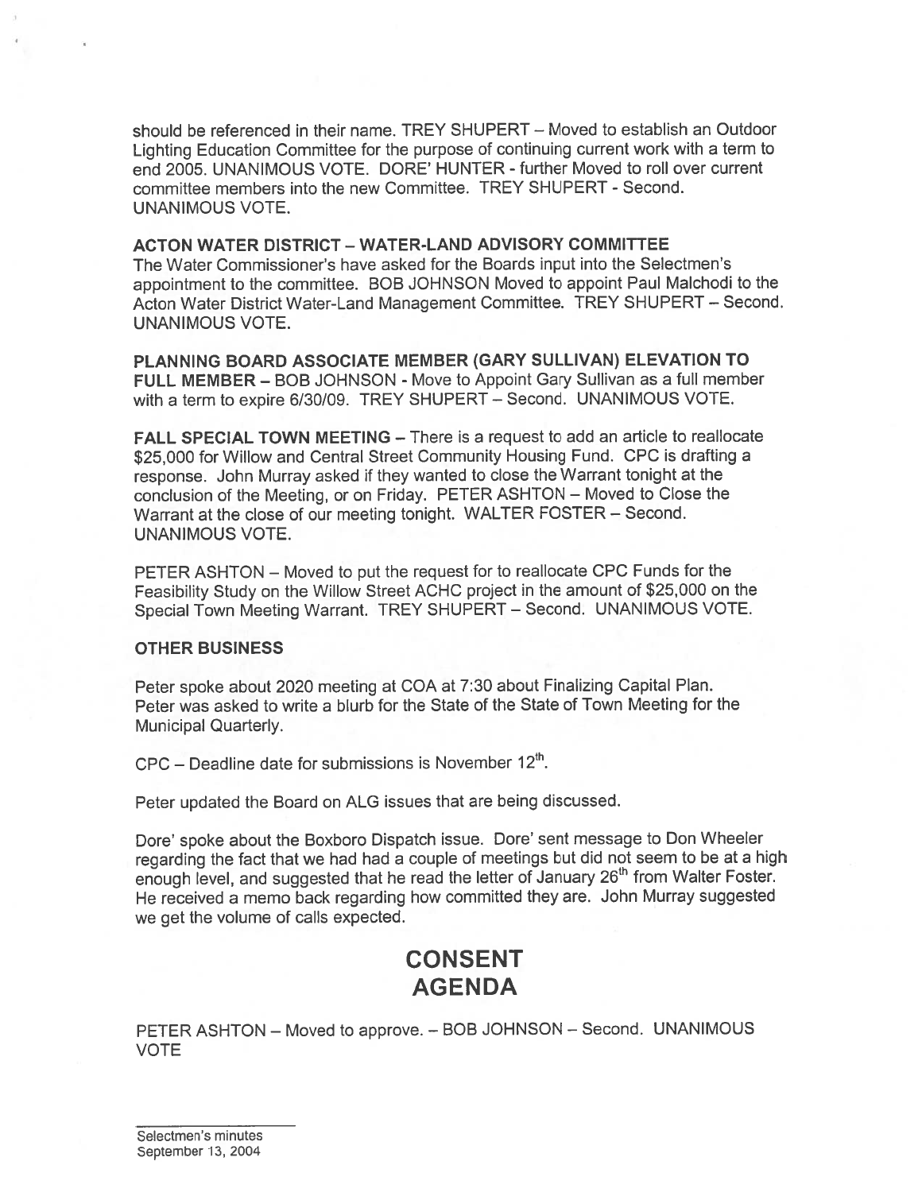should be referenced in their name. TREY SHUPERT – Moved to establish an Outdoor Lighting Education Committee for the purpose of continuing current work with a term to end 2005. UNANIMOUS VOTE. DORE' HUNTER - further Moved to roll over current committee members into the new Committee. TREY SHUPERT - Second. UNANIMOUS VOTE.

**ACTON WATER DISTRICT – WATER-LAND ADVISORY COMMITTEE**

The Water Commissioner's have asked for the Boards input into the Selectmen's appointment to the committee. BOB JOHNSON Moved to appoint Paul Malchodi to the Acton Water District Water-Land Management Committee. TREY SHUPERT – Second. UNANIMOUS VOTE.

**PLANNING BOARD ASSOCIATE MEMBER (GARY SULLIVAN) ELEVATION TO FULL MEMBER** – BOB JOHNSON - Move to Appoint Gary Sullivan as a full member with a term to expire 6/30/09. TREY SHUPERT – Second. UNANIMOUS VOTE.

**FALL SPECIAL TOWN MEETING** – There is a request to add an article to reallocate $25,000 for Willow and Central Street Community Housing Fund. CPC is drafting a response. John Murray asked if they wanted to close the Warrant tonight at the conclusion of the Meeting, or on Friday. PETER ASHTON – Moved to Close the Warrant at the close of our meeting tonight. WALTER FOSTER – Second. UNANIMOUS VOTE.

PETER ASHTON – Moved to put the request for to reallocate CPC Funds for the Feasibility Study on the Willow Street ACHC project in the amount of $25,000 on the Special Town Meeting Warrant. TREY SHUPERT – Second. UNANIMOUS VOTE.

**OTHER BUSINESS**

Peter spoke about 2020 meeting at COA at 7:30 about Finalizing Capital Plan. Peter was asked to write a blurb for the State of the State of Town Meeting for the Municipal Quarterly.

CPC – Deadline date for submissions is November 12th.

Peter updated the Board on ALG issues that are being discussed.

Dore' spoke about the Boxboro Dispatch issue. Dore' sent message to Don Wheeler regarding the fact that we had had a couple of meetings but did not seem to be at a high enough level, and suggested that he read the letter of January 26th from Walter Foster. He received a memo back regarding how committed they are. John Murray suggested we get the volume of calls expected.

## CONSENT AGENDA

PETER ASHTON – Moved to approve. – BOB JOHNSON – Second. UNANIMOUS VOTE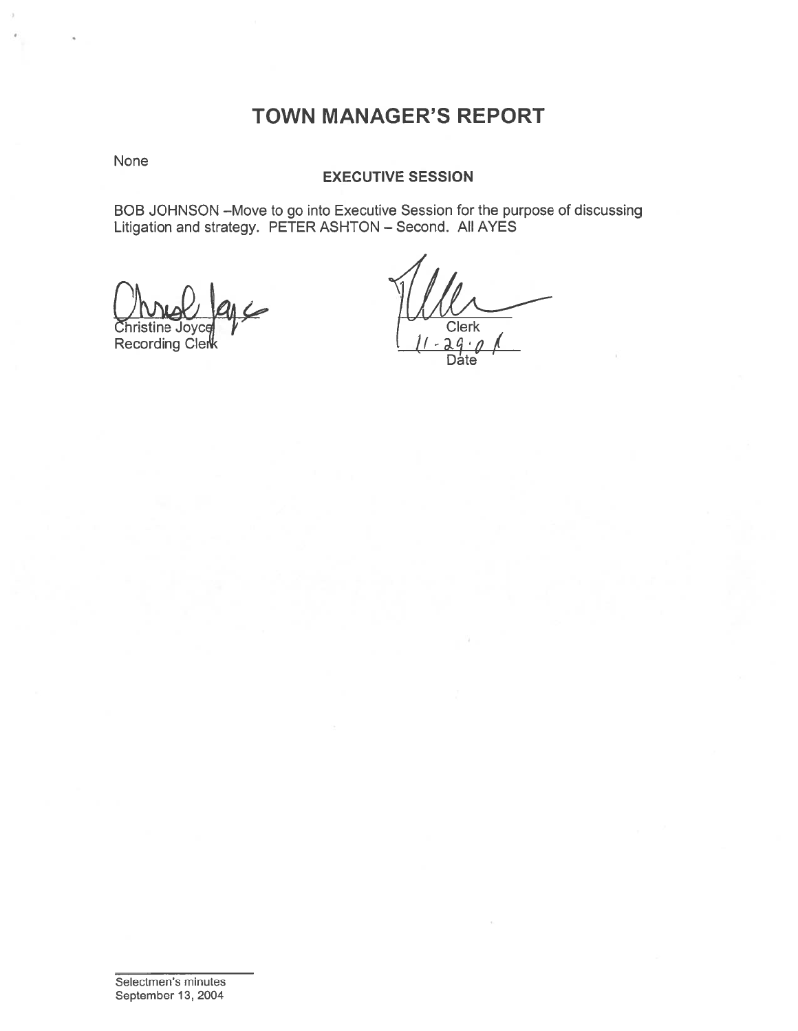# TOWN MANAGER'S REPORT

None

**EXECUTIVE SESSION**

BOB JOHNSON –Move to go into Executive Session for the purpose of discussing Litigation and strategy. PETER ASHTON – Second. All AYES

Christine Joyce
Recording Clerk

Clerk
11-29-04
Date

Selectmen's minutes
September 13, 2004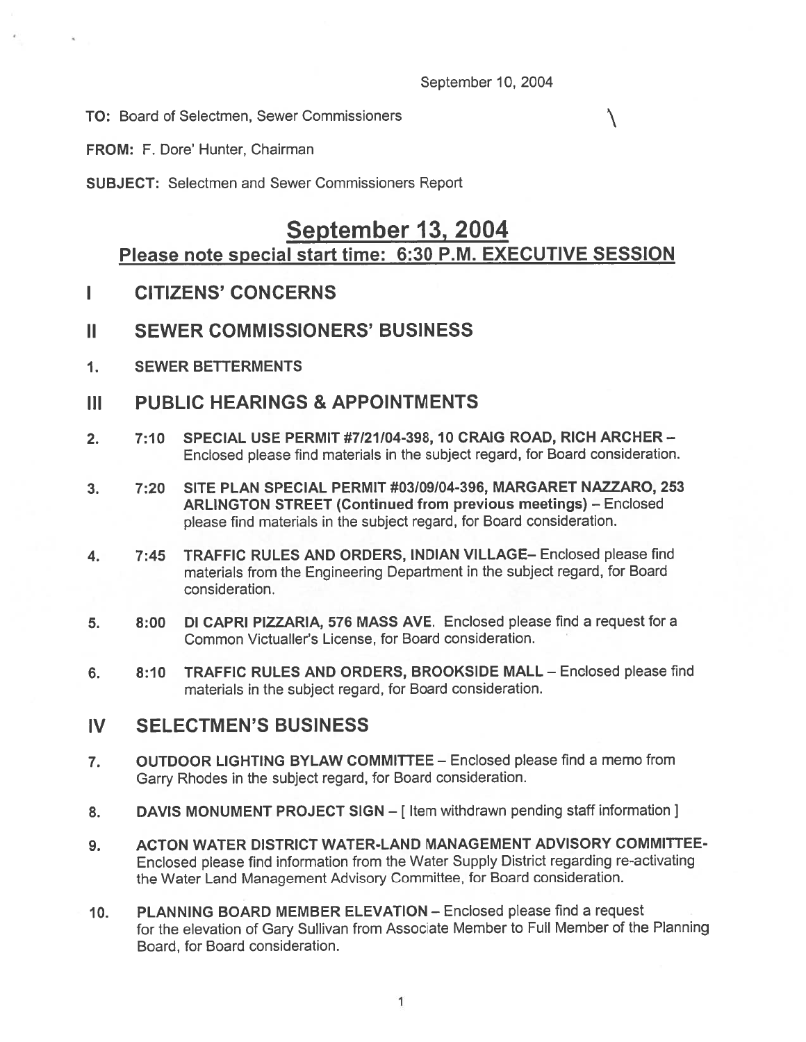September 10, 2004

**TO:** Board of Selectmen, Sewer Commissioners

**FROM:** F. Dore' Hunter, Chairman

**SUBJECT:** Selectmen and Sewer Commissioners Report

# September 13, 2004

## Please note special start time: 6:30 P.M. EXECUTIVE SESSION

## I CITIZENS' CONCERNS

## II SEWER COMMISSIONERS' BUSINESS

1. **SEWER BETTERMENTS**

## III PUBLIC HEARINGS & APPOINTMENTS

2. **7:10 SPECIAL USE PERMIT #7/21/04-398, 10 CRAIG ROAD, RICH ARCHER** – Enclosed please find materials in the subject regard, for Board consideration.

3. **7:20 SITE PLAN SPECIAL PERMIT #03/09/04-396, MARGARET NAZZARO, 253 ARLINGTON STREET (Continued from previous meetings)** – Enclosed please find materials in the subject regard, for Board consideration.

4. **7:45 TRAFFIC RULES AND ORDERS, INDIAN VILLAGE**– Enclosed please find materials from the Engineering Department in the subject regard, for Board consideration.

5. **8:00 DI CAPRI PIZZARIA, 576 MASS AVE.** Enclosed please find a request for a Common Victualler's License, for Board consideration.

6. **8:10 TRAFFIC RULES AND ORDERS, BROOKSIDE MALL** – Enclosed please find materials in the subject regard, for Board consideration.

## IV SELECTMEN'S BUSINESS

7. **OUTDOOR LIGHTING BYLAW COMMITTEE** – Enclosed please find a memo from Garry Rhodes in the subject regard, for Board consideration.

8. **DAVIS MONUMENT PROJECT SIGN** – [ Item withdrawn pending staff information ]

9. **ACTON WATER DISTRICT WATER-LAND MANAGEMENT ADVISORY COMMITTEE**- Enclosed please find information from the Water Supply District regarding re-activating the Water Land Management Advisory Committee, for Board consideration.

10. **PLANNING BOARD MEMBER ELEVATION** – Enclosed please find a request for the elevation of Gary Sullivan from Associate Member to Full Member of the Planning Board, for Board consideration.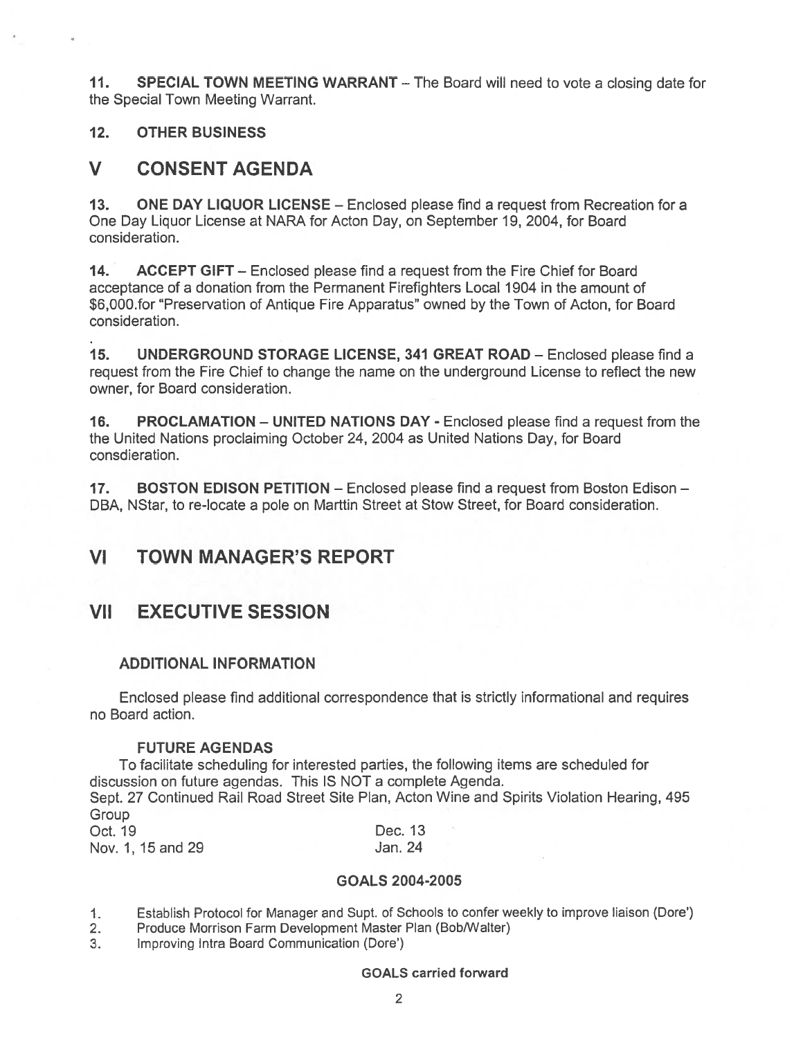**11. SPECIAL TOWN MEETING WARRANT** – The Board will need to vote a closing date for the Special Town Meeting Warrant.

**12. OTHER BUSINESS**

# V CONSENT AGENDA

**13. ONE DAY LIQUOR LICENSE** – Enclosed please find a request from Recreation for a One Day Liquor License at NARA for Acton Day, on September 19, 2004, for Board consideration.

**14. ACCEPT GIFT** – Enclosed please find a request from the Fire Chief for Board acceptance of a donation from the Permanent Firefighters Local 1904 in the amount of $6,000.for "Preservation of Antique Fire Apparatus" owned by the Town of Acton, for Board consideration.

**15. UNDERGROUND STORAGE LICENSE, 341 GREAT ROAD** – Enclosed please find a request from the Fire Chief to change the name on the underground License to reflect the new owner, for Board consideration.

**16. PROCLAMATION – UNITED NATIONS DAY** - Enclosed please find a request from the the United Nations proclaiming October 24, 2004 as United Nations Day, for Board consdieration.

**17. BOSTON EDISON PETITION** – Enclosed please find a request from Boston Edison – DBA, NStar, to re-locate a pole on Marttin Street at Stow Street, for Board consideration.

# VI TOWN MANAGER'S REPORT

# VII EXECUTIVE SESSION

### ADDITIONAL INFORMATION

Enclosed please find additional correspondence that is strictly informational and requires no Board action.

### FUTURE AGENDAS

To facilitate scheduling for interested parties, the following items are scheduled for discussion on future agendas. This IS NOT a complete Agenda.

Sept. 27 Continued Rail Road Street Site Plan, Acton Wine and Spirits Violation Hearing, 495 Group

Oct. 19 Dec. 13

Nov. 1, 15 and 29 Jan. 24

### GOALS 2004-2005

1. Establish Protocol for Manager and Supt. of Schools to confer weekly to improve liaison (Dore')
2. Produce Morrison Farm Development Master Plan (Bob/Walter)
3. Improving Intra Board Communication (Dore')

**GOALS carried forward**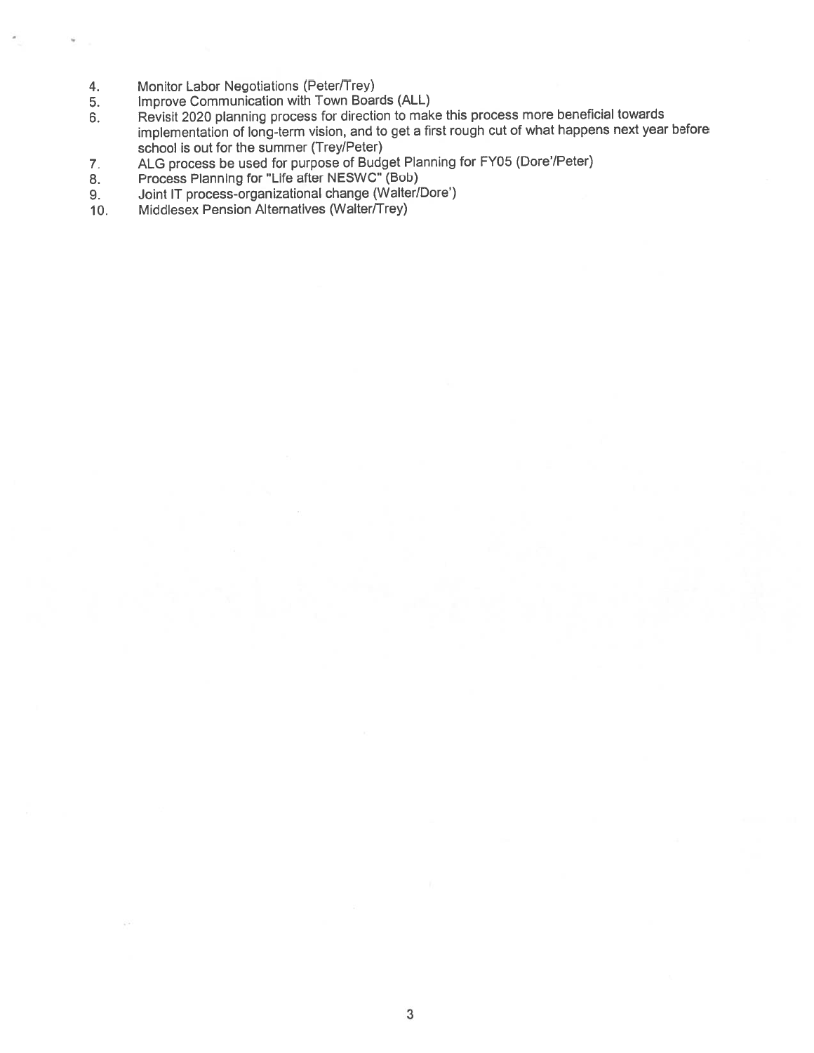4. Monitor Labor Negotiations (Peter/Trey)
5. Improve Communication with Town Boards (ALL)
6. Revisit 2020 planning process for direction to make this process more beneficial towards implementation of long-term vision, and to get a first rough cut of what happens next year before school is out for the summer (Trey/Peter)
7. ALG process be used for purpose of Budget Planning for FY05 (Dore'/Peter)
8. Process Planning for "Life after NESWC" (Bob)
9. Joint IT process-organizational change (Walter/Dore')
10. Middlesex Pension Alternatives (Walter/Trey)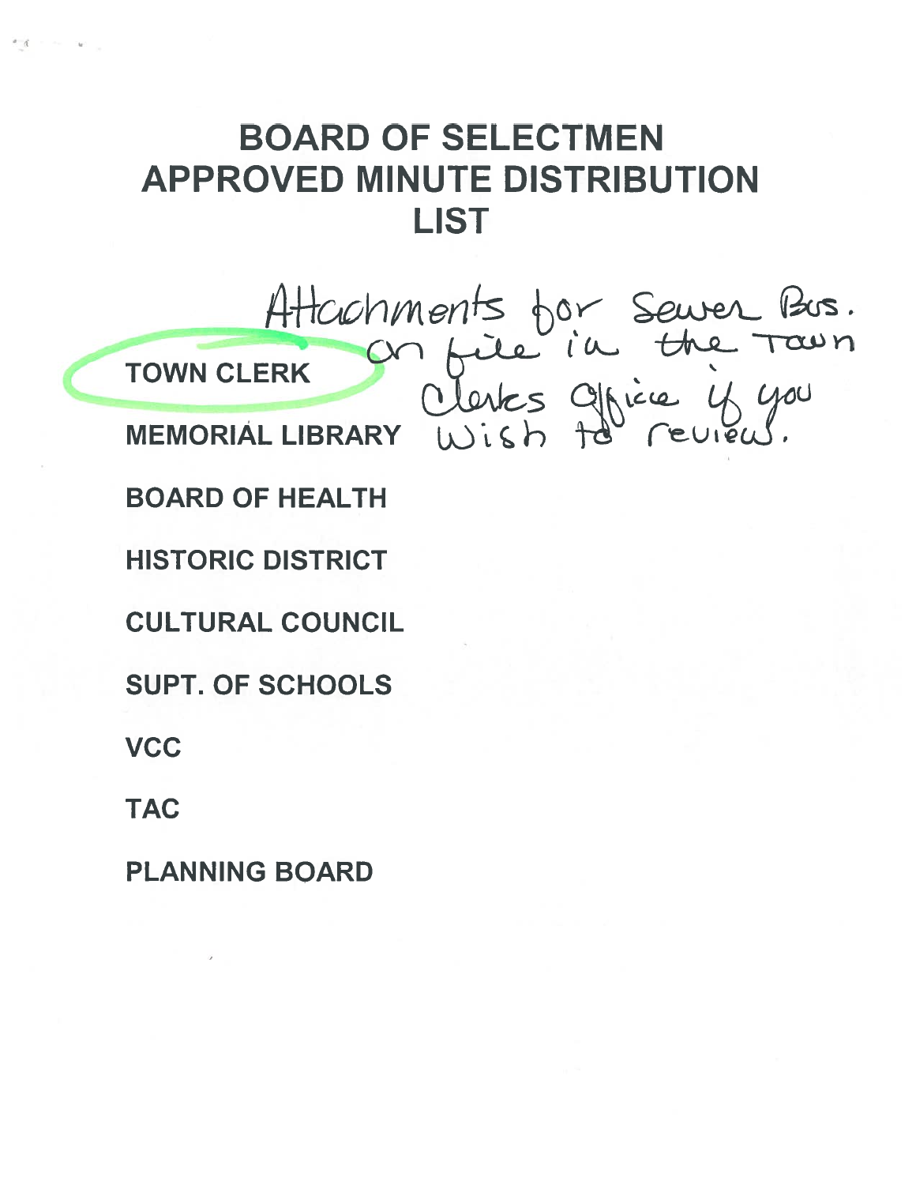# BOARD OF SELECTMEN APPROVED MINUTE DISTRIBUTION LIST

Attachments for Sewer Bus. on file in the Town Clerks Office if you wish to review.

**TOWN CLERK**

**MEMORIAL LIBRARY**

**BOARD OF HEALTH**

**HISTORIC DISTRICT**

**CULTURAL COUNCIL**

**SUPT. OF SCHOOLS**

**VCC**

**TAC**

**PLANNING BOARD**